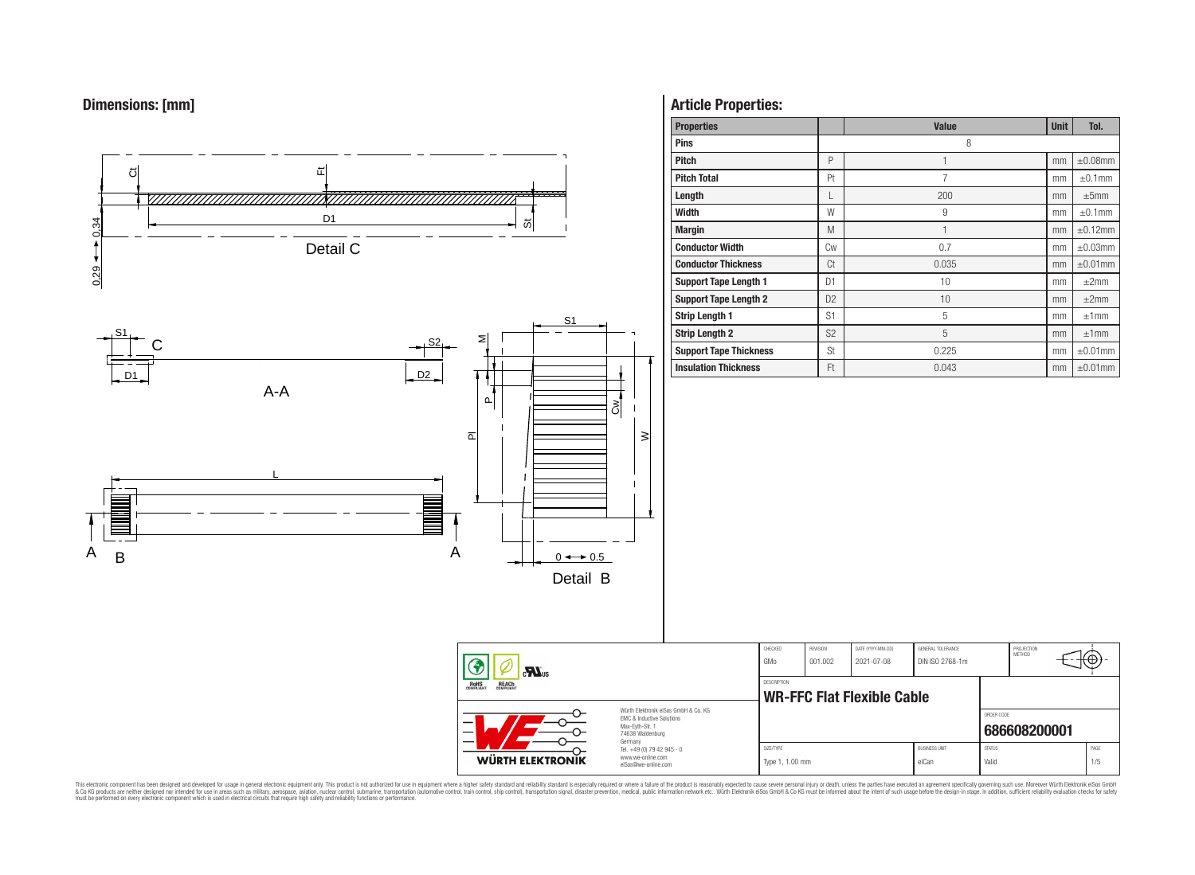## Dimensions: [mm]

Detail C

A-A

Detail B

## Article Properties:

| Properties | | Value | Unit | Tol. |
|---|---|---|---|---|
| **Pins** | | 8 | | |
| **Pitch** | P | 1 | mm | ±0.08mm |
| **Pitch Total** | Pt | 7 | mm | ±0.1mm |
| **Length** | L | 200 | mm | ±5mm |
| **Width** | W | 9 | mm | ±0.1mm |
| **Margin** | M | 1 | mm | ±0.12mm |
| **Conductor Width** | Cw | 0.7 | mm | ±0.03mm |
| **Conductor Thickness** | Ct | 0.035 | mm | ±0.01mm |
| **Support Tape Length 1** | D1 | 10 | mm | ±2mm |
| **Support Tape Length 2** | D2 | 10 | mm | ±2mm |
| **Strip Length 1** | S1 | 5 | mm | ±1mm |
| **Strip Length 2** | S2 | 5 | mm | ±1mm |
| **Support Tape Thickness** | St | 0.225 | mm | ±0.01mm |
| **Insulation Thickness** | Ft | 0.043 | mm | ±0.01mm |

| CHECKED | REVISION | DATE (YYYY-MM-DD) | GENERAL TOLERANCE | PROJECTION METHOD |
|---|---|---|---|---|
| GMo | 001.002 | 2021-07-08 | DIN ISO 2768-1m | |

DESCRIPTION: **WR-FFC Flat Flexible Cable**

ORDER CODE: **686608200001**

| SIZE/TYPE | BUSINESS UNIT | STATUS | PAGE |
|---|---|---|---|
| Type 1, 1.00 mm | eiCan | Valid | 1/5 |

Würth Elektronik eiSos GmbH & Co. KG
EMC & Inductive Solutions
Max-Eyth-Str. 1
74638 Waldenburg
Germany
Tel. +49 (0) 79 42 945 - 0
www.we-online.com
eiSos@we-online.com

WÜRTH ELEKTRONIK

This electronic component has been designed and developed for usage in general electronic equipment only. This product is not authorized for use in equipment where a higher safety standard and reliability standard is especially required or where a failure of the product is reasonably expected to cause severe personal injury or death, unless the parties have executed an agreement specifically governing such use. Moreover Würth Elektronik eiSos GmbH & Co KG products are neither designed nor intended for use in areas such as military, aerospace, aviation, nuclear control, submarine, transportation (automotive control, train control, ship control), transportation signal, disaster prevention, medical, public information network etc.. Würth Elektronik eiSos GmbH & Co KG must be informed about the intent of such usage before the design-in stage. In addition, sufficient reliability evaluation checks for safety must be performed on every electronic component which is used in electrical circuits that require high safety and reliability functions or performance.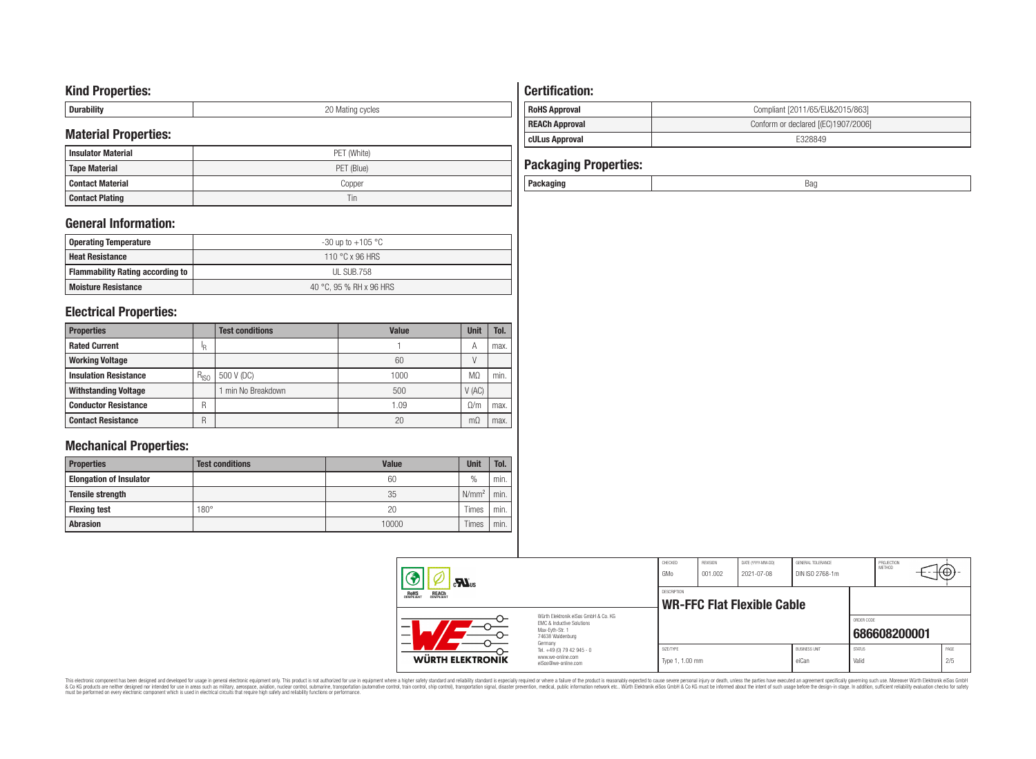## Kind Properties:

| Durability | 20 Mating cycles |
|---|---|

## Material Properties:

| Insulator Material | PET (White) |
|---|---|
| Tape Material | PET (Blue) |
| Contact Material | Copper |
| Contact Plating | Tin |

## General Information:

| Operating Temperature | -30 up to +105 °C |
|---|---|
| Heat Resistance | 110 °C x 96 HRS |
| Flammability Rating according to | UL SUB.758 |
| Moisture Resistance | 40 °C, 95 % RH x 96 HRS |

## Electrical Properties:

| Properties | | Test conditions | Value | Unit | Tol. |
|---|---|---|---|---|---|
| Rated Current | $I_R$ | | 1 | A | max. |
| Working Voltage | | | 60 | V | |
| Insulation Resistance | $R_{ISO}$ | 500 V (DC) | 1000 | MΩ | min. |
| Withstanding Voltage | | 1 min No Breakdown | 500 | V (AC) | |
| Conductor Resistance | R | | 1.09 | Ω/m | max. |
| Contact Resistance | R | | 20 | mΩ | max. |

## Mechanical Properties:

| Properties | Test conditions | Value | Unit | Tol. |
|---|---|---|---|---|
| Elongation of Insulator | | 60 | % | min. |
| Tensile strength | | 35 | $N/mm^2$ | min. |
| Flexing test | 180° | 20 | Times | min. |
| Abrasion | | 10000 | Times | min. |

## Certification:

| RoHS Approval | Compliant [2011/65/EU&2015/863] |
|---|---|
| REACh Approval | Conform or declared [(EC)1907/2006] |
| cULus Approval | E328849 |

## Packaging Properties:

| Packaging | Bag |
|---|---|

| CHECKED | REVISION | DATE (YYYY-MM-DD) | GENERAL TOLERANCE | PROJECTION METHOD |
|---|---|---|---|---|
| GMo | 001.002 | 2021-07-08 | DIN ISO 2768-1m | |

DESCRIPTION: **WR-FFC Flat Flexible Cable**

ORDER CODE: **686608200001**

| SIZE/TYPE | BUSINESS UNIT | STATUS | PAGE |
|---|---|---|---|
| Type 1, 1.00 mm | eiCan | Valid | 2/5 |

Würth Elektronik eiSos GmbH & Co. KG
EMC & Inductive Solutions
Max-Eyth-Str. 1
74638 Waldenburg
Germany
Tel. +49 (0) 79 42 945 - 0
www.we-online.com
eiSos@we-online.com

WÜRTH ELEKTRONIK

This electronic component has been designed and developed for usage in general electronic equipment only. This product is not authorized for use in equipment where a higher safety standard and reliability standard is especially required or where a failure of the product is reasonably expected to cause severe personal injury or death, unless the parties have executed an agreement specifically governing such use. Moreover Würth Elektronik eiSos GmbH & Co KG products are neither designed nor intended for use in areas such as military, aerospace, aviation, nuclear control, submarine, transportation (automotive control, train control, ship control), transportation signal, disaster prevention, medical, public information network etc.. Würth Elektronik eiSos GmbH & Co KG must be informed about the intent of such usage before the design-in stage. In addition, sufficient reliability evaluation checks for safety must be performed on every electronic component which is used in electrical circuits that require high safety and reliability functions or performance.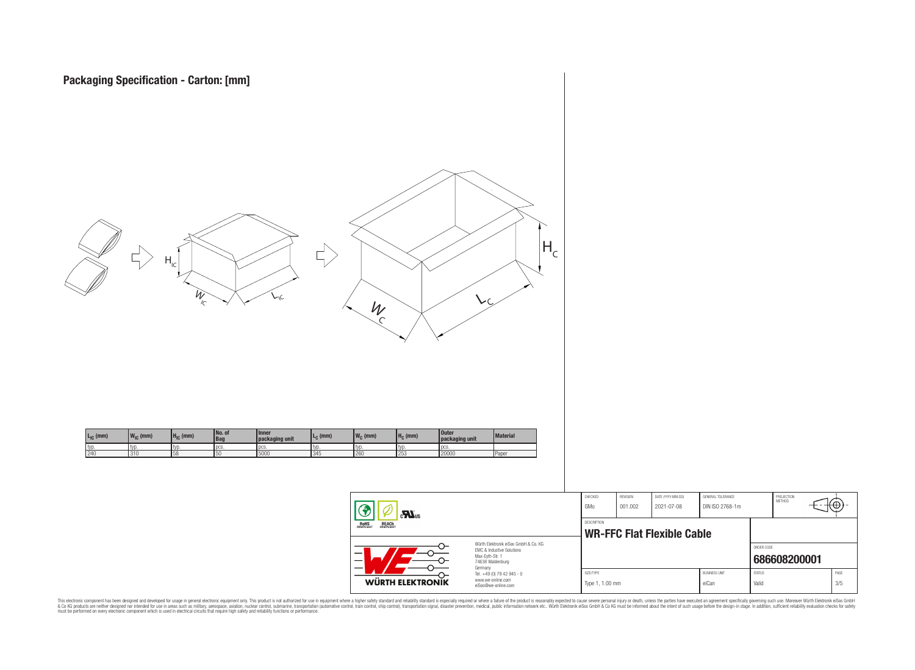# Packaging Specification - Carton: [mm]

| $L_{IC}$ (mm) | $W_{IC}$ (mm) | $H_{IC}$ (mm) | No. of Bag | Inner packaging unit | $L_C$ (mm) | $W_C$ (mm) | $H_C$ (mm) | Outer packaging unit | Material |
|---|---|---|---|---|---|---|---|---|---|
| typ. | typ. | typ. | pcs. | pcs. | typ. | typ. | typ. | pcs. | |
| 240 | 310 | 58 | 50 | 5000 | 345 | 260 | 253 | 20000 | Paper |

| CHECKED | REVISION | DATE (YYYY-MM-DD) | GENERAL TOLERANCE | PROJECTION METHOD |
|---|---|---|---|---|
| GMo | 001.002 | 2021-07-08 | DIN ISO 2768-1m | |

DESCRIPTION

**WR-FFC Flat Flexible Cable**

ORDER CODE

**686608200001**

| SIZE/TYPE | BUSINESS UNIT | STATUS | PAGE |
|---|---|---|---|
| Type 1, 1.00 mm | eiCan | Valid | 3/5 |

Würth Elektronik eiSos GmbH & Co. KG
EMC & Inductive Solutions
Max-Eyth-Str. 1
74638 Waldenburg
Germany
Tel. +49 (0) 79 42 945 - 0
www.we-online.com
eiSos@we-online.com

This electronic component has been designed and developed for usage in general electronic equipment only. This product is not authorized for use in equipment where a higher safety standard and reliability standard is especially required or where a failure of the product is reasonably expected to cause severe personal injury or death, unless the parties have executed an agreement specifically governing such use. Moreover Würth Elektronik eiSos GmbH & Co KG products are neither designed nor intended for use in areas such as military, aerospace, aviation, nuclear control, submarine, transportation (automotive control, train control, ship control), transportation signal, disaster prevention, medical, public information network etc.. Würth Elektronik eiSos GmbH & Co KG must be informed about the intent of such usage before the design-in stage. In addition, sufficient reliability evaluation checks for safety must be performed on every electronic component which is used in electrical circuits that require high safety and reliability functions or performance.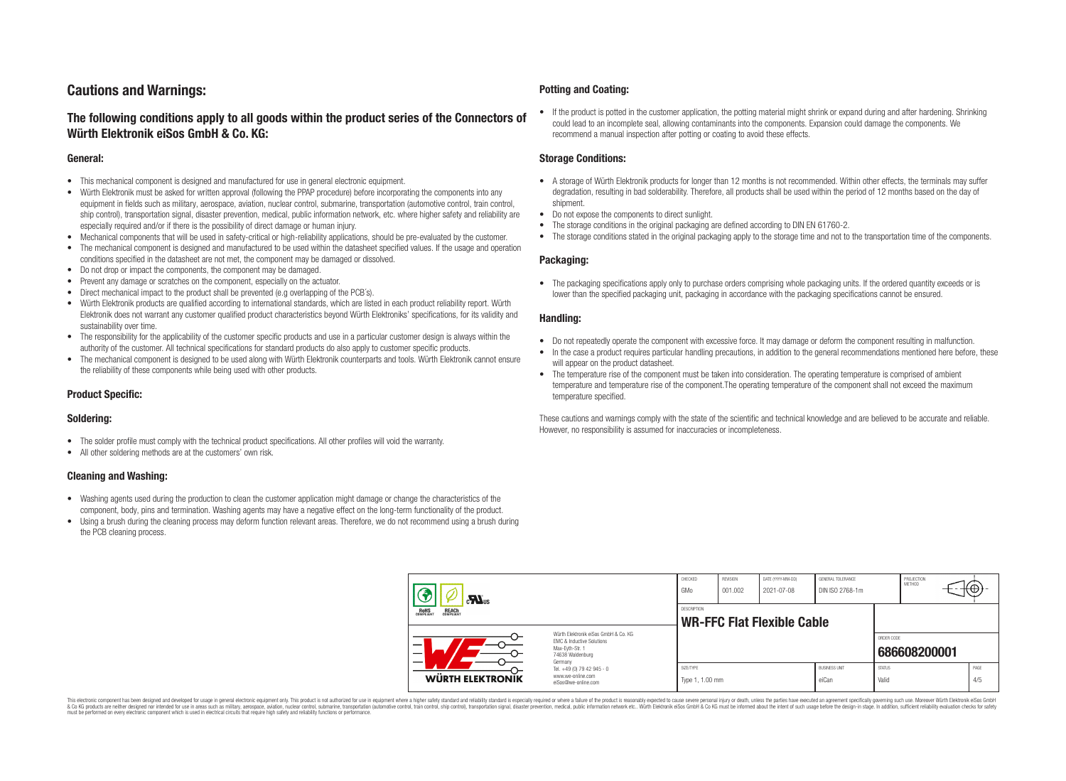# Cautions and Warnings:

## The following conditions apply to all goods within the product series of the Connectors of Würth Elektronik eiSos GmbH & Co. KG:

### General:

- This mechanical component is designed and manufactured for use in general electronic equipment.
- Würth Elektronik must be asked for written approval (following the PPAP procedure) before incorporating the components into any equipment in fields such as military, aerospace, aviation, nuclear control, submarine, transportation (automotive control, train control, ship control), transportation signal, disaster prevention, medical, public information network, etc. where higher safety and reliability are especially required and/or if there is the possibility of direct damage or human injury.
- Mechanical components that will be used in safety-critical or high-reliability applications, should be pre-evaluated by the customer.
- The mechanical component is designed and manufactured to be used within the datasheet specified values. If the usage and operation conditions specified in the datasheet are not met, the component may be damaged or dissolved.
- Do not drop or impact the components, the component may be damaged.
- Prevent any damage or scratches on the component, especially on the actuator.
- Direct mechanical impact to the product shall be prevented (e.g overlapping of the PCB´s).
- Würth Elektronik products are qualified according to international standards, which are listed in each product reliability report. Würth Elektronik does not warrant any customer qualified product characteristics beyond Würth Elektroniks' specifications, for its validity and sustainability over time.
- The responsibility for the applicability of the customer specific products and use in a particular customer design is always within the authority of the customer. All technical specifications for standard products do also apply to customer specific products.
- The mechanical component is designed to be used along with Würth Elektronik counterparts and tools. Würth Elektronik cannot ensure the reliability of these components while being used with other products.

### Product Specific:

### Soldering:

- The solder profile must comply with the technical product specifications. All other profiles will void the warranty.
- All other soldering methods are at the customers' own risk.

### Cleaning and Washing:

- Washing agents used during the production to clean the customer application might damage or change the characteristics of the component, body, pins and termination. Washing agents may have a negative effect on the long-term functionality of the product.
- Using a brush during the cleaning process may deform function relevant areas. Therefore, we do not recommend using a brush during the PCB cleaning process.

### Potting and Coating:

- If the product is potted in the customer application, the potting material might shrink or expand during and after hardening. Shrinking could lead to an incomplete seal, allowing contaminants into the components. Expansion could damage the components. We recommend a manual inspection after potting or coating to avoid these effects.

### Storage Conditions:

- A storage of Würth Elektronik products for longer than 12 months is not recommended. Within other effects, the terminals may suffer degradation, resulting in bad solderability. Therefore, all products shall be used within the period of 12 months based on the day of shipment.
- Do not expose the components to direct sunlight.
- The storage conditions in the original packaging are defined according to DIN EN 61760-2.
- The storage conditions stated in the original packaging apply to the storage time and not to the transportation time of the components.

### Packaging:

- The packaging specifications apply only to purchase orders comprising whole packaging units. If the ordered quantity exceeds or is lower than the specified packaging unit, packaging in accordance with the packaging specifications cannot be ensured.

### Handling:

- Do not repeatedly operate the component with excessive force. It may damage or deform the component resulting in malfunction.
- In the case a product requires particular handling precautions, in addition to the general recommendations mentioned here before, these will appear on the product datasheet.
- The temperature rise of the component must be taken into consideration. The operating temperature is comprised of ambient temperature and temperature rise of the component.The operating temperature of the component shall not exceed the maximum temperature specified.

These cautions and warnings comply with the state of the scientific and technical knowledge and are believed to be accurate and reliable. However, no responsibility is assumed for inaccuracies or incompleteness.

| CHECKED | REVISION | DATE (YYYY-MM-DD) | GENERAL TOLERANCE | PROJECTION METHOD |
|---|---|---|---|---|
| GMo | 001.002 | 2021-07-08 | DIN ISO 2768-1m | |
| DESCRIPTION | | | | |
| **WR-FFC Flat Flexible Cable** | | | ORDER CODE | **686608200001** |
| SIZE/TYPE | | BUSINESS UNIT | STATUS | PAGE |
| Type 1, 1.00 mm | | eiCan | Valid | 4/5 |

Würth Elektronik eiSos GmbH & Co. KG
EMC & Inductive Solutions
Max-Eyth-Str. 1
74638 Waldenburg
Germany
Tel. +49 (0) 79 42 945 - 0
www.we-online.com
eiSos@we-online.com

This electronic component has been designed and developed for usage in general electronic equipment only. This product is not authorized for use in equipment where a higher safety standard and reliability standard is especially required or where a failure of the product is reasonably expected to cause severe personal injury or death, unless the parties have executed an agreement specifically governing such use. Moreover Würth Elektronik eiSos GmbH & Co KG products are neither designed nor intended for use in areas such as military, aerospace, aviation, nuclear control, submarine, transportation (automotive control, train control, ship control), transportation signal, disaster prevention, medical, public information network etc.. Würth Elektronik eiSos GmbH & Co KG must be informed about the intent of such usage before the design-in stage. In addition, sufficient reliability evaluation checks for safety must be performed on every electronic component which is used in electrical circuits that require high safety and reliability functions or performance.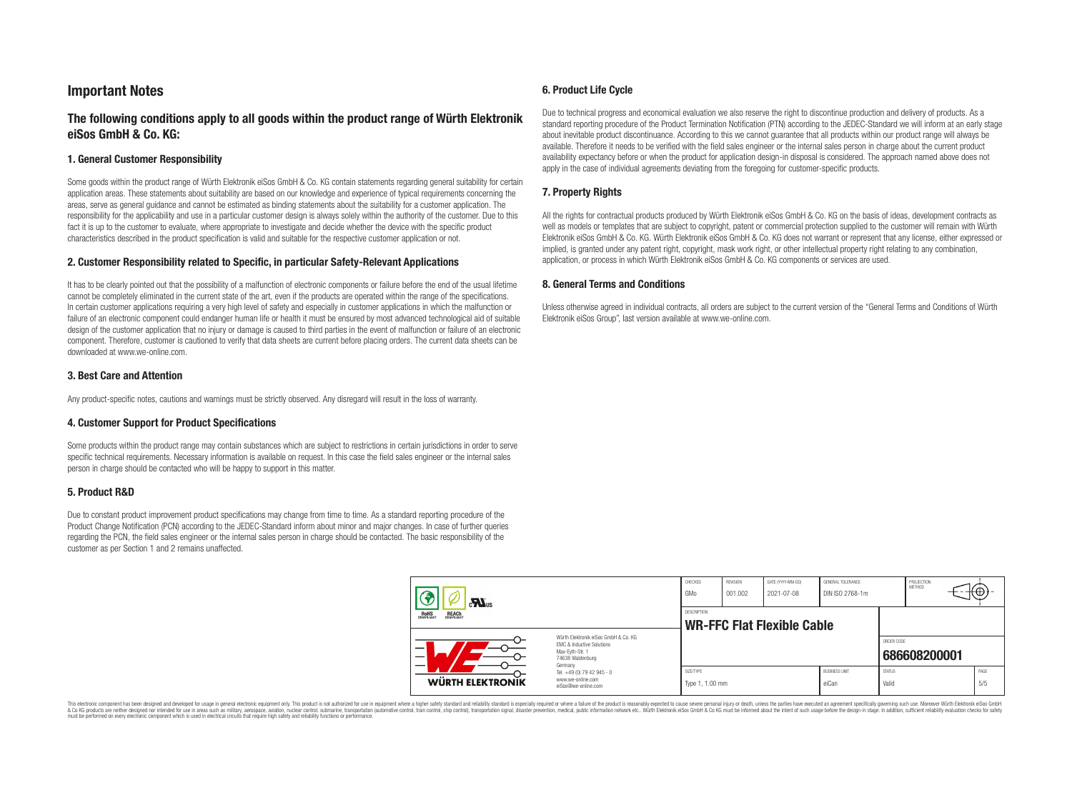# Important Notes

## The following conditions apply to all goods within the product range of Würth Elektronik eiSos GmbH & Co. KG:

### 1. General Customer Responsibility

Some goods within the product range of Würth Elektronik eiSos GmbH & Co. KG contain statements regarding general suitability for certain application areas. These statements about suitability are based on our knowledge and experience of typical requirements concerning the areas, serve as general guidance and cannot be estimated as binding statements about the suitability for a customer application. The responsibility for the applicability and use in a particular customer design is always solely within the authority of the customer. Due to this fact it is up to the customer to evaluate, where appropriate to investigate and decide whether the device with the specific product characteristics described in the product specification is valid and suitable for the respective customer application or not.

### 2. Customer Responsibility related to Specific, in particular Safety-Relevant Applications

It has to be clearly pointed out that the possibility of a malfunction of electronic components or failure before the end of the usual lifetime cannot be completely eliminated in the current state of the art, even if the products are operated within the range of the specifications. In certain customer applications requiring a very high level of safety and especially in customer applications in which the malfunction or failure of an electronic component could endanger human life or health it must be ensured by most advanced technological aid of suitable design of the customer application that no injury or damage is caused to third parties in the event of malfunction or failure of an electronic component. Therefore, customer is cautioned to verify that data sheets are current before placing orders. The current data sheets can be downloaded at www.we-online.com.

### 3. Best Care and Attention

Any product-specific notes, cautions and warnings must be strictly observed. Any disregard will result in the loss of warranty.

### 4. Customer Support for Product Specifications

Some products within the product range may contain substances which are subject to restrictions in certain jurisdictions in order to serve specific technical requirements. Necessary information is available on request. In this case the field sales engineer or the internal sales person in charge should be contacted who will be happy to support in this matter.

### 5. Product R&D

Due to constant product improvement product specifications may change from time to time. As a standard reporting procedure of the Product Change Notification (PCN) according to the JEDEC-Standard inform about minor and major changes. In case of further queries regarding the PCN, the field sales engineer or the internal sales person in charge should be contacted. The basic responsibility of the customer as per Section 1 and 2 remains unaffected.

### 6. Product Life Cycle

Due to technical progress and economical evaluation we also reserve the right to discontinue production and delivery of products. As a standard reporting procedure of the Product Termination Notification (PTN) according to the JEDEC-Standard we will inform at an early stage about inevitable product discontinuance. According to this we cannot guarantee that all products within our product range will always be available. Therefore it needs to be verified with the field sales engineer or the internal sales person in charge about the current product availability expectancy before or when the product for application design-in disposal is considered. The approach named above does not apply in the case of individual agreements deviating from the foregoing for customer-specific products.

### 7. Property Rights

All the rights for contractual products produced by Würth Elektronik eiSos GmbH & Co. KG on the basis of ideas, development contracts as well as models or templates that are subject to copyright, patent or commercial protection supplied to the customer will remain with Würth Elektronik eiSos GmbH & Co. KG. Würth Elektronik eiSos GmbH & Co. KG does not warrant or represent that any license, either expressed or implied, is granted under any patent right, copyright, mask work right, or other intellectual property right relating to any combination, application, or process in which Würth Elektronik eiSos GmbH & Co. KG components or services are used.

### 8. General Terms and Conditions

Unless otherwise agreed in individual contracts, all orders are subject to the current version of the "General Terms and Conditions of Würth Elektronik eiSos Group", last version available at www.we-online.com.

| | | | | | | | |
|---|---|---|---|---|---|---|---|
| RoHS COMPLIANT, REACh COMPLIANT | | CHECKED GMo | REVISION 001.002 | DATE (YYYY-MM-DD) 2021-07-08 | GENERAL TOLERANCE DIN ISO 2768-1m | PROJECTION METHOD | |
| | | DESCRIPTION **WR-FFC Flat Flexible Cable** | | | | | |
| WÜRTH ELEKTRONIK | Würth Elektronik eiSos GmbH & Co. KG EMC & Inductive Solutions Max-Eyth-Str. 1 74638 Waldenburg Germany Tel. +49 (0) 79 42 945 - 0 www.we-online.com eiSos@we-online.com | | | | | ORDER CODE **686608200001** | |
| | | SIZE/TYPE Type 1, 1.00 mm | | | BUSINESS UNIT eiCan | STATUS Valid | PAGE 5/5 |

This electronic component has been designed and developed for usage in general electronic equipment only. This product is not authorized for use in equipment where a higher safety standard and reliability standard is especially required or where a failure of the product is reasonably expected to cause severe personal injury or death, unless the parties have executed an agreement specifically governing such use. Moreover Würth Elektronik eiSos GmbH & Co KG products are neither designed nor intended for use in areas such as military, aerospace, aviation, nuclear control, submarine, transportation (automotive control, train control, ship control), transportation signal, disaster prevention, medical, public information network etc.. Würth Elektronik eiSos GmbH & Co KG must be informed about the intent of such usage before the design-in stage. In addition, sufficient reliability evaluation checks for safety must be performed on every electronic component which is used in electrical circuits that require high safety and reliability functions or performance.